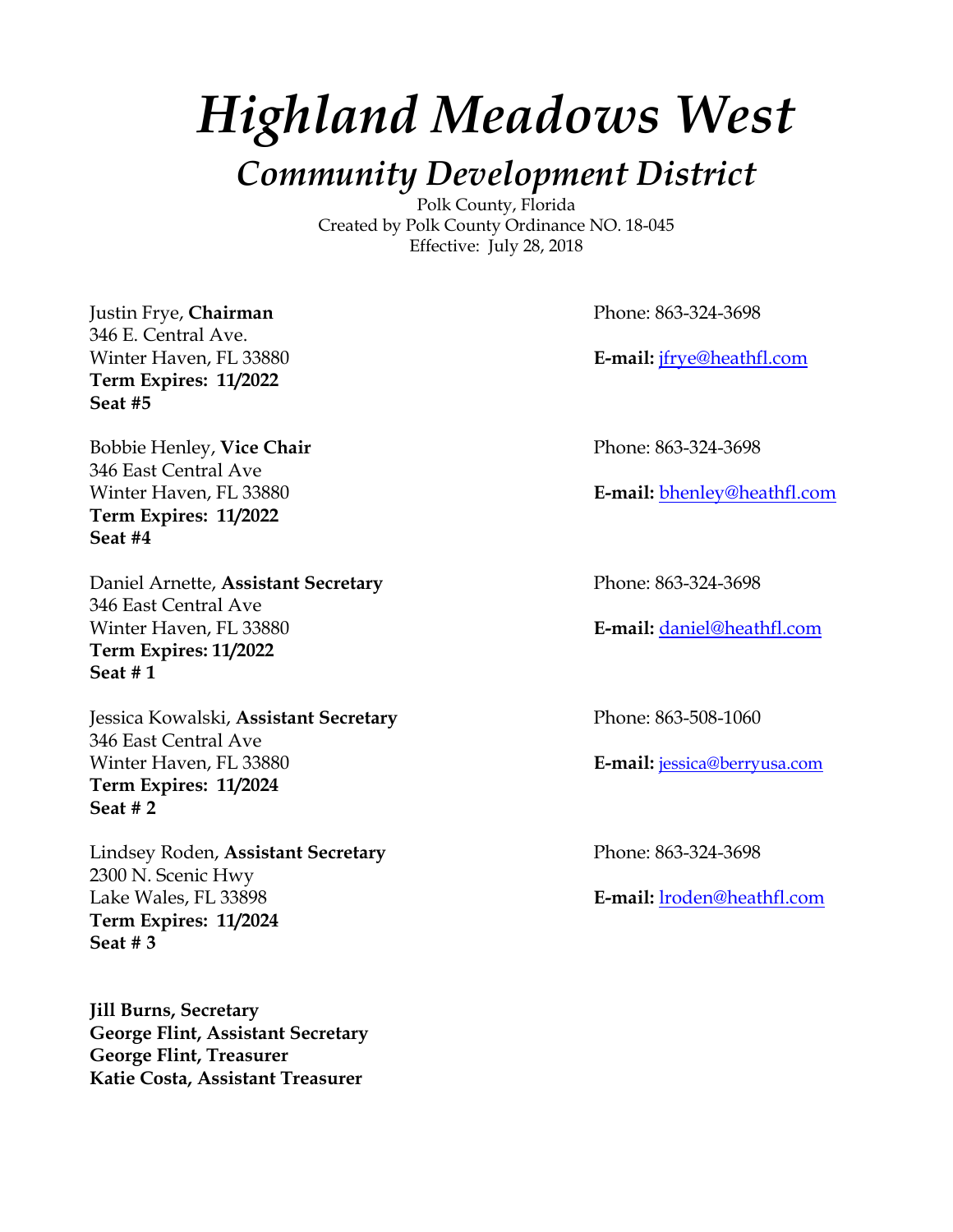# *Highland Meadows West*

## *Community Development District*

Polk County, Florida
Created by Polk County Ordinance NO. 18-045
Effective: July 28, 2018

Justin Frye, **Chairman**
346 E. Central Ave.
Winter Haven, FL 33880
**Term Expires: 11/2022**
**Seat #5**

Phone: 863-324-3698
**E-mail:** jfrye@heathfl.com

Bobbie Henley, **Vice Chair**
346 East Central Ave
Winter Haven, FL 33880
**Term Expires: 11/2022**
**Seat #4**

Phone: 863-324-3698
**E-mail:** bhenley@heathfl.com

Daniel Arnette, **Assistant Secretary**
346 East Central Ave
Winter Haven, FL 33880
**Term Expires: 11/2022**
**Seat # 1**

Phone: 863-324-3698
**E-mail:** daniel@heathfl.com

Jessica Kowalski, **Assistant Secretary**
346 East Central Ave
Winter Haven, FL 33880
**Term Expires: 11/2024**
**Seat # 2**

Phone: 863-508-1060
**E-mail:** jessica@berryusa.com

Lindsey Roden, **Assistant Secretary**
2300 N. Scenic Hwy
Lake Wales, FL 33898
**Term Expires: 11/2024**
**Seat # 3**

Phone: 863-324-3698
**E-mail:** lroden@heathfl.com

**Jill Burns, Secretary**
**George Flint, Assistant Secretary**
**George Flint, Treasurer**
**Katie Costa, Assistant Treasurer**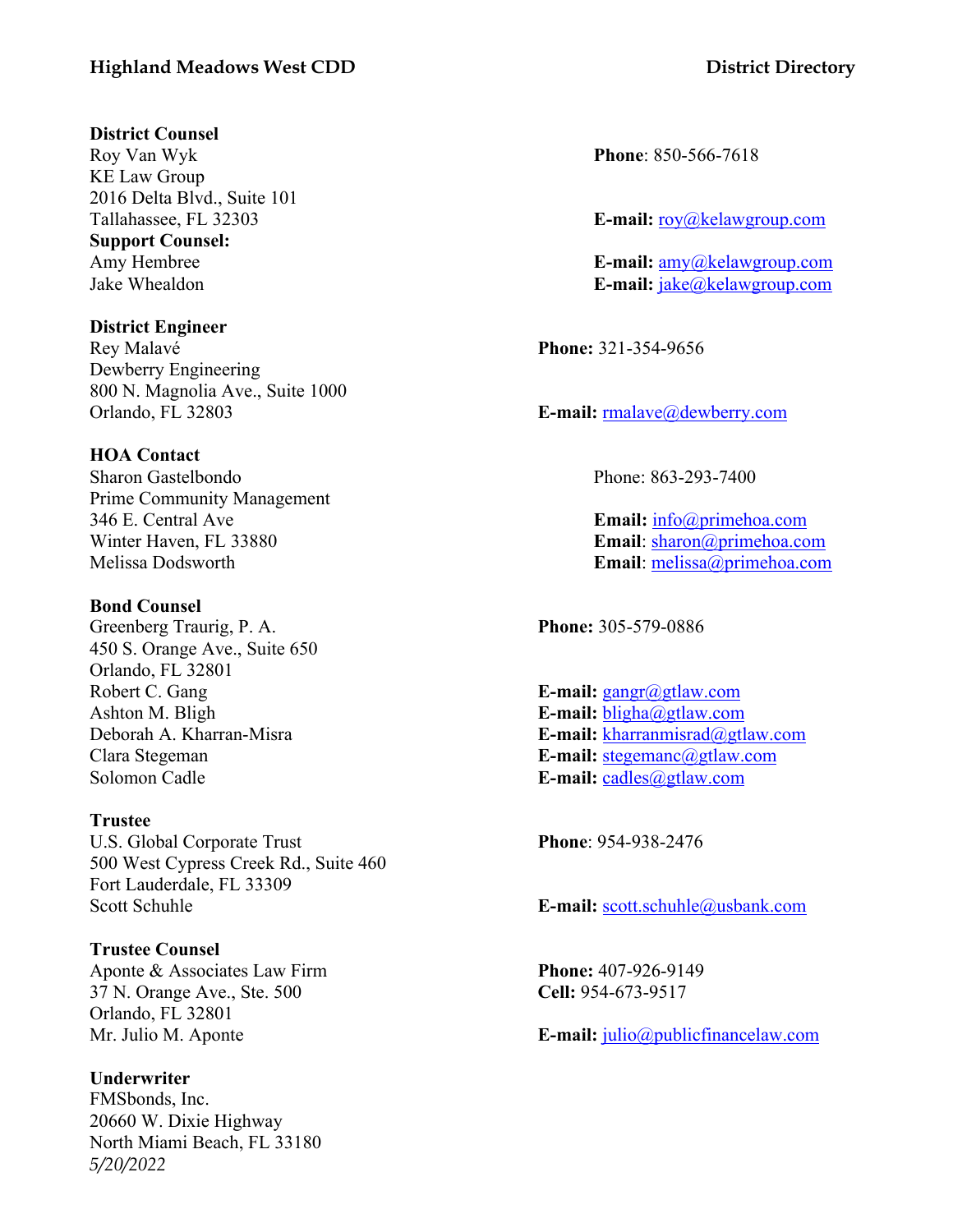**Highland Meadows West CDD** **District Directory**

**District Counsel**
Roy Van Wyk — **Phone**: 850-566-7618
KE Law Group
2016 Delta Blvd., Suite 101
Tallahassee, FL 32303 — **E-mail:** roy@kelawgroup.com

**Support Counsel:**
Amy Hembree — **E-mail:** amy@kelawgroup.com
Jake Whealdon — **E-mail:** jake@kelawgroup.com

**District Engineer**
Rey Malavé — **Phone:** 321-354-9656
Dewberry Engineering
800 N. Magnolia Ave., Suite 1000
Orlando, FL 32803 — **E-mail:** rmalave@dewberry.com

**HOA Contact**
Sharon Gastelbondo — Phone: 863-293-7400
Prime Community Management
346 E. Central Ave — **Email:** info@primehoa.com
Winter Haven, FL 33880 — **Email**: sharon@primehoa.com
Melissa Dodsworth — **Email**: melissa@primehoa.com

**Bond Counsel**
Greenberg Traurig, P. A. — **Phone:** 305-579-0886
450 S. Orange Ave., Suite 650
Orlando, FL 32801
Robert C. Gang — **E-mail:** gangr@gtlaw.com
Ashton M. Bligh — **E-mail:** bligha@gtlaw.com
Deborah A. Kharran-Misra — **E-mail:** kharranmisrad@gtlaw.com
Clara Stegeman — **E-mail:** stegemanc@gtlaw.com
Solomon Cadle — **E-mail:** cadles@gtlaw.com

**Trustee**
U.S. Global Corporate Trust — **Phone**: 954-938-2476
500 West Cypress Creek Rd., Suite 460
Fort Lauderdale, FL 33309
Scott Schuhle — **E-mail:** scott.schuhle@usbank.com

**Trustee Counsel**
Aponte & Associates Law Firm — **Phone:** 407-926-9149
37 N. Orange Ave., Ste. 500 — **Cell:** 954-673-9517
Orlando, FL 32801
Mr. Julio M. Aponte — **E-mail:** julio@publicfinancelaw.com

**Underwriter**
FMSbonds, Inc.
20660 W. Dixie Highway
North Miami Beach, FL 33180

*5/20/2022*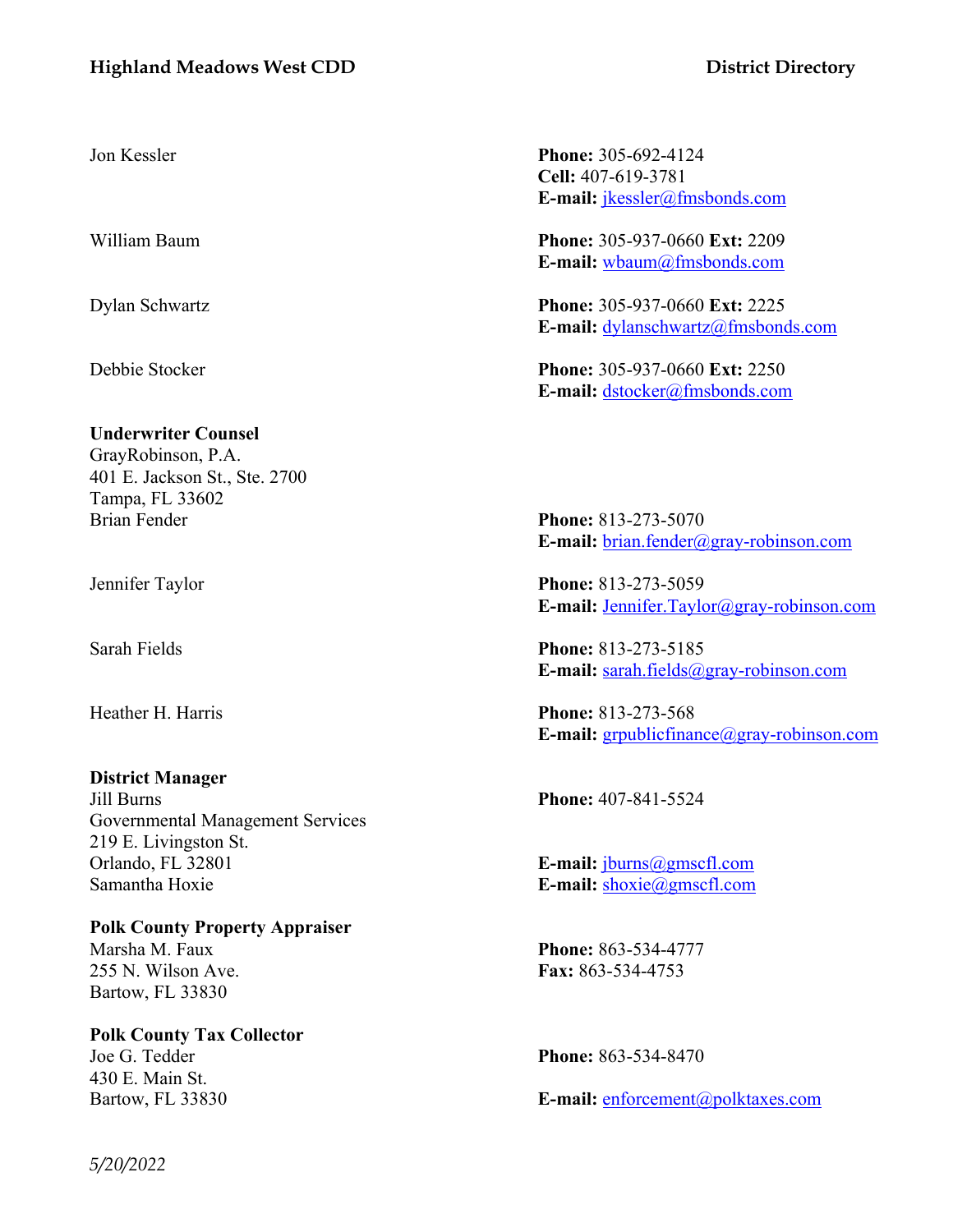Jon Kessler
**Phone:** 305-692-4124
**Cell:** 407-619-3781
**E-mail:** jkessler@fmsbonds.com

William Baum
**Phone:** 305-937-0660 **Ext:** 2209
**E-mail:** wbaum@fmsbonds.com

Dylan Schwartz
**Phone:** 305-937-0660 **Ext:** 2225
**E-mail:** dylanschwartz@fmsbonds.com

Debbie Stocker
**Phone:** 305-937-0660 **Ext:** 2250
**E-mail:** dstocker@fmsbonds.com

**Underwriter Counsel**
GrayRobinson, P.A.
401 E. Jackson St., Ste. 2700
Tampa, FL 33602

Brian Fender
**Phone:** 813-273-5070
**E-mail:** brian.fender@gray-robinson.com

Jennifer Taylor
**Phone:** 813-273-5059
**E-mail:** Jennifer.Taylor@gray-robinson.com

Sarah Fields
**Phone:** 813-273-5185
**E-mail:** sarah.fields@gray-robinson.com

Heather H. Harris
**Phone:** 813-273-568
**E-mail:** grpublicfinance@gray-robinson.com

**District Manager**
Jill Burns
Governmental Management Services
219 E. Livingston St.
Orlando, FL 32801
**Phone:** 407-841-5524
**E-mail:** jburns@gmscfl.com

Samantha Hoxie
**E-mail:** shoxie@gmscfl.com

**Polk County Property Appraiser**
Marsha M. Faux
255 N. Wilson Ave.
Bartow, FL 33830
**Phone:** 863-534-4777
**Fax:** 863-534-4753

**Polk County Tax Collector**
Joe G. Tedder
430 E. Main St.
Bartow, FL 33830
**Phone:** 863-534-8470
**E-mail:** enforcement@polktaxes.com

*5/20/2022*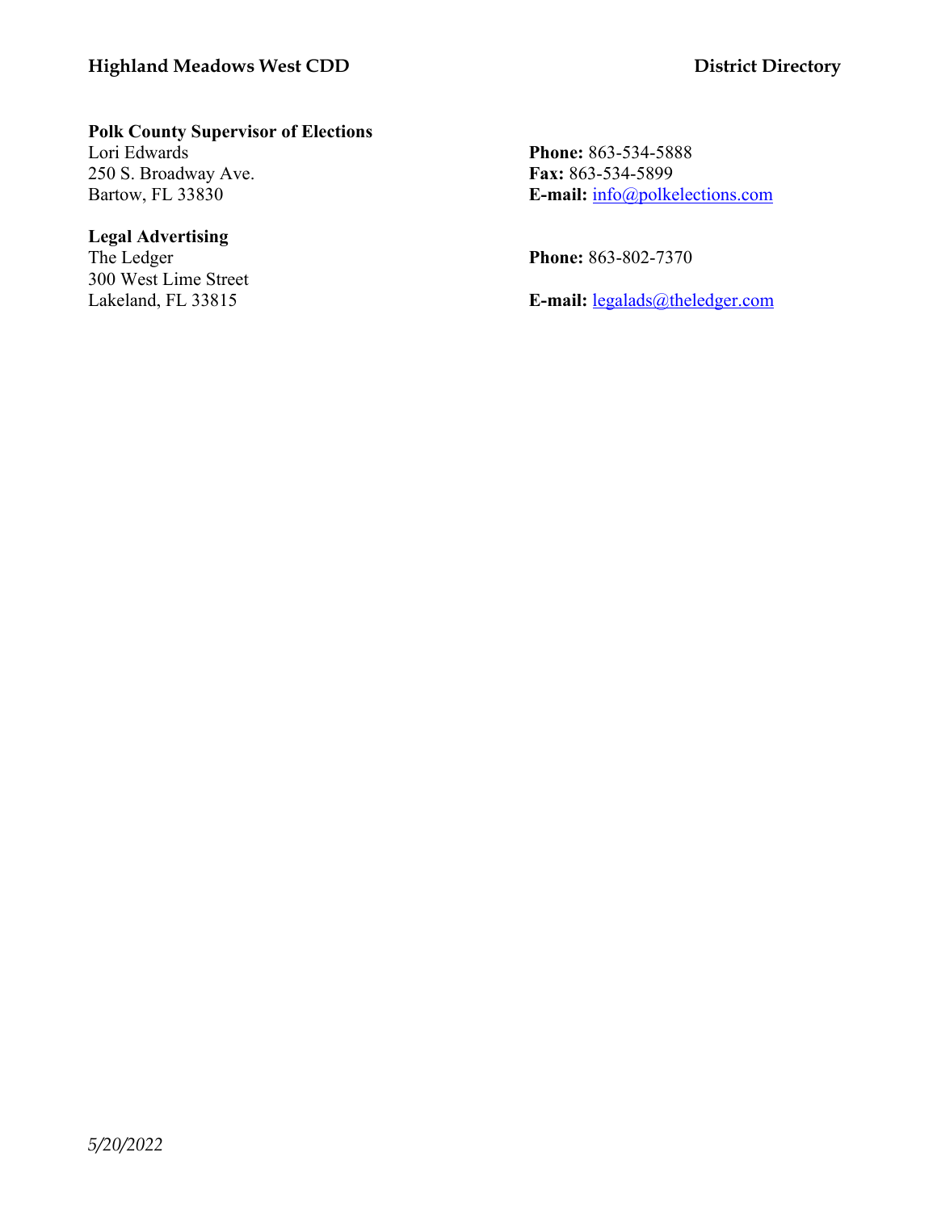**Polk County Supervisor of Elections**
Lori Edwards
250 S. Broadway Ave.
Bartow, FL 33830

**Phone:** 863-534-5888
**Fax:** 863-534-5899
**E-mail:** info@polkelections.com

**Legal Advertising**
The Ledger
300 West Lime Street
Lakeland, FL 33815

**Phone:** 863-802-7370

**E-mail:** legalads@theledger.com

*5/20/2022*